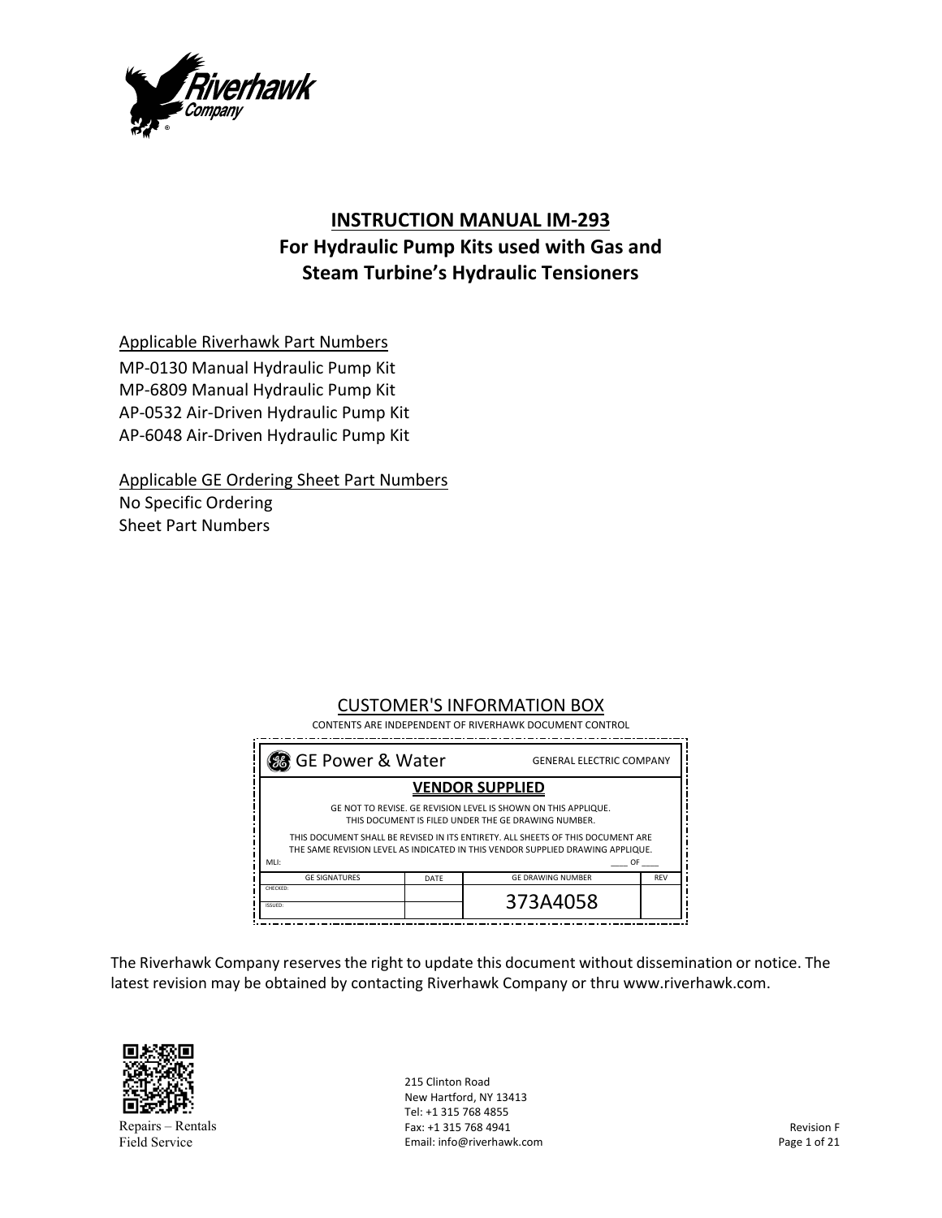# INSTRUCTION MANUAL IM-293

## For Hydraulic Pump Kits used with Gas and Steam Turbine's Hydraulic Tensioners

Applicable Riverhawk Part Numbers

MP-0130 Manual Hydraulic Pump Kit
MP-6809 Manual Hydraulic Pump Kit
AP-0532 Air-Driven Hydraulic Pump Kit
AP-6048 Air-Driven Hydraulic Pump Kit

Applicable GE Ordering Sheet Part Numbers

No Specific Ordering Sheet Part Numbers

CUSTOMER'S INFORMATION BOX

CONTENTS ARE INDEPENDENT OF RIVERHAWK DOCUMENT CONTROL

| GE Power & Water | | GENERAL ELECTRIC COMPANY | |
|---|---|---|---|
| **VENDOR SUPPLIED** | | | |
| GE NOT TO REVISE. GE REVISION LEVEL IS SHOWN ON THIS APPLIQUE. THIS DOCUMENT IS FILED UNDER THE GE DRAWING NUMBER. | | | |
| THIS DOCUMENT SHALL BE REVISED IN ITS ENTIRETY. ALL SHEETS OF THIS DOCUMENT ARE THE SAME REVISION LEVEL AS INDICATED IN THIS VENDOR SUPPLIED DRAWING APPLIQUE. MLI: ____ OF ____ | | | |
| GE SIGNATURES | DATE | GE DRAWING NUMBER | REV |
| CHECKED: | | 373A4058 | |
| ISSUED: | | | |

The Riverhawk Company reserves the right to update this document without dissemination or notice. The latest revision may be obtained by contacting Riverhawk Company or thru www.riverhawk.com.

Repairs – Rentals
Field Service

215 Clinton Road
New Hartford, NY 13413
Tel: +1 315 768 4855
Fax: +1 315 768 4941
Email: info@riverhawk.com

Revision F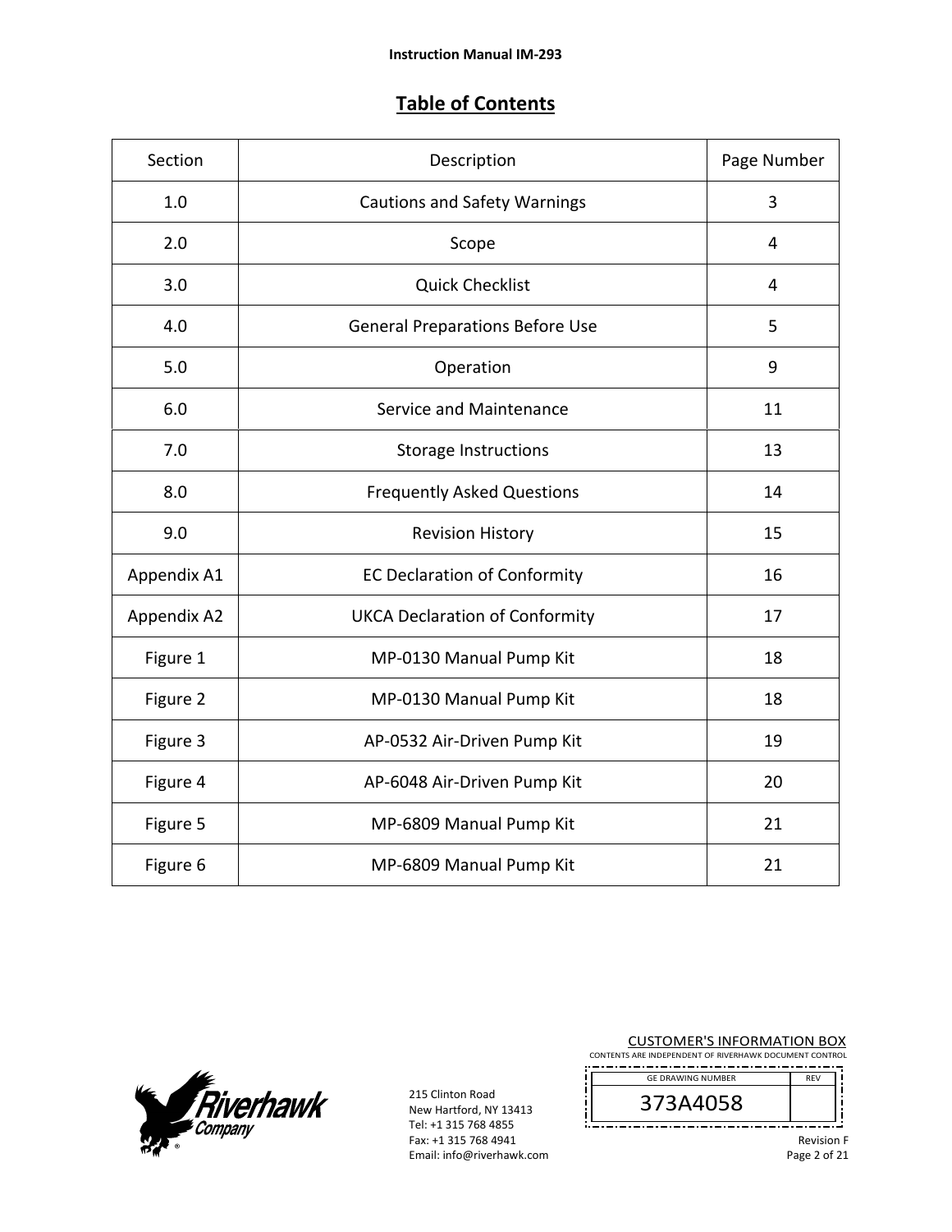# Table of Contents

| Section | Description | Page Number |
|---|---|---|
| 1.0 | Cautions and Safety Warnings | 3 |
| 2.0 | Scope | 4 |
| 3.0 | Quick Checklist | 4 |
| 4.0 | General Preparations Before Use | 5 |
| 5.0 | Operation | 9 |
| 6.0 | Service and Maintenance | 11 |
| 7.0 | Storage Instructions | 13 |
| 8.0 | Frequently Asked Questions | 14 |
| 9.0 | Revision History | 15 |
| Appendix A1 | EC Declaration of Conformity | 16 |
| Appendix A2 | UKCA Declaration of Conformity | 17 |
| Figure 1 | MP-0130 Manual Pump Kit | 18 |
| Figure 2 | MP-0130 Manual Pump Kit | 18 |
| Figure 3 | AP-0532 Air-Driven Pump Kit | 19 |
| Figure 4 | AP-6048 Air-Driven Pump Kit | 20 |
| Figure 5 | MP-6809 Manual Pump Kit | 21 |
| Figure 6 | MP-6809 Manual Pump Kit | 21 |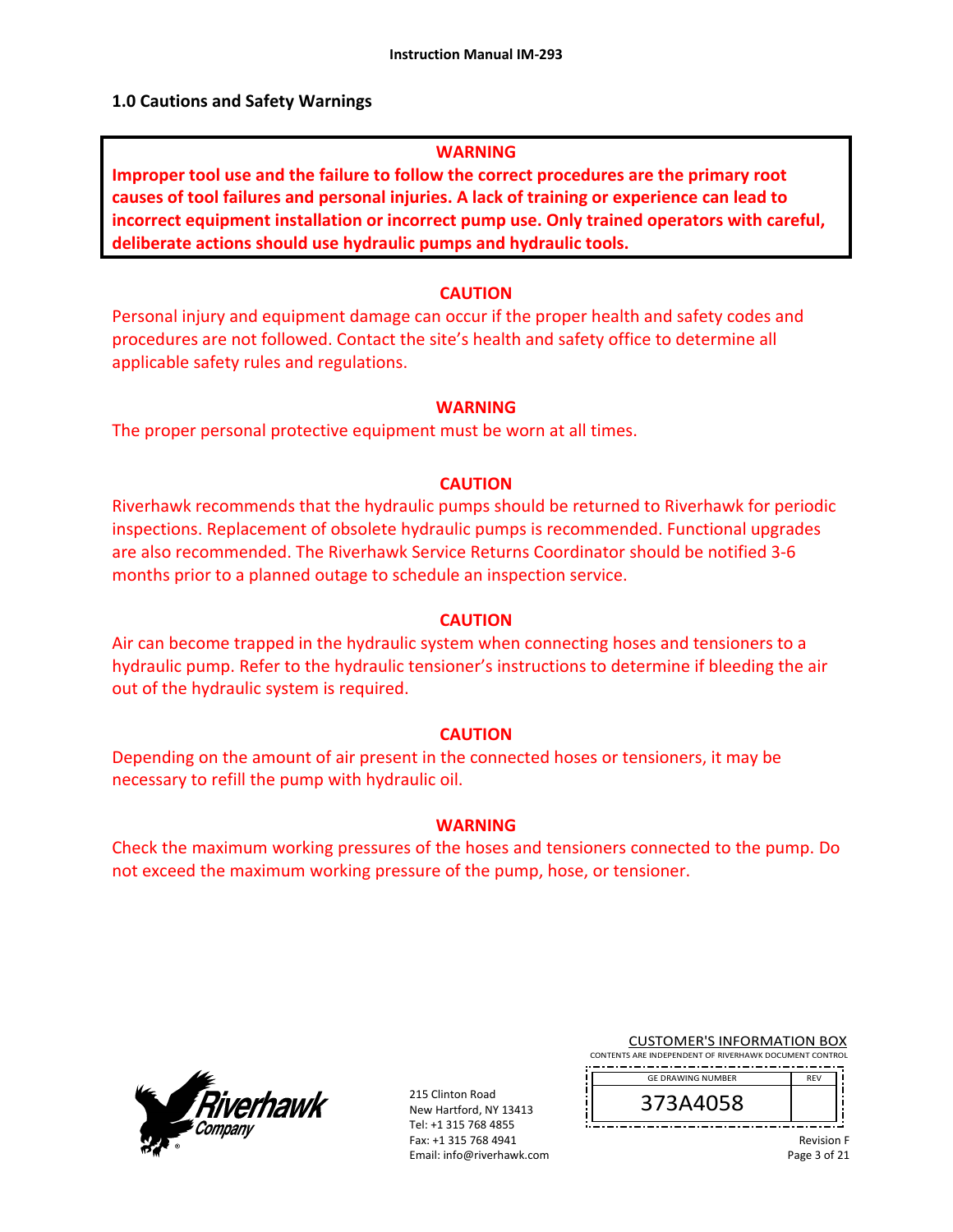## 1.0 Cautions and Safety Warnings

**WARNING**

**Improper tool use and the failure to follow the correct procedures are the primary root causes of tool failures and personal injuries. A lack of training or experience can lead to incorrect equipment installation or incorrect pump use. Only trained operators with careful, deliberate actions should use hydraulic pumps and hydraulic tools.**

**CAUTION**

Personal injury and equipment damage can occur if the proper health and safety codes and procedures are not followed. Contact the site's health and safety office to determine all applicable safety rules and regulations.

**WARNING**

The proper personal protective equipment must be worn at all times.

**CAUTION**

Riverhawk recommends that the hydraulic pumps should be returned to Riverhawk for periodic inspections. Replacement of obsolete hydraulic pumps is recommended. Functional upgrades are also recommended. The Riverhawk Service Returns Coordinator should be notified 3-6 months prior to a planned outage to schedule an inspection service.

**CAUTION**

Air can become trapped in the hydraulic system when connecting hoses and tensioners to a hydraulic pump. Refer to the hydraulic tensioner's instructions to determine if bleeding the air out of the hydraulic system is required.

**CAUTION**

Depending on the amount of air present in the connected hoses or tensioners, it may be necessary to refill the pump with hydraulic oil.

**WARNING**

Check the maximum working pressures of the hoses and tensioners connected to the pump. Do not exceed the maximum working pressure of the pump, hose, or tensioner.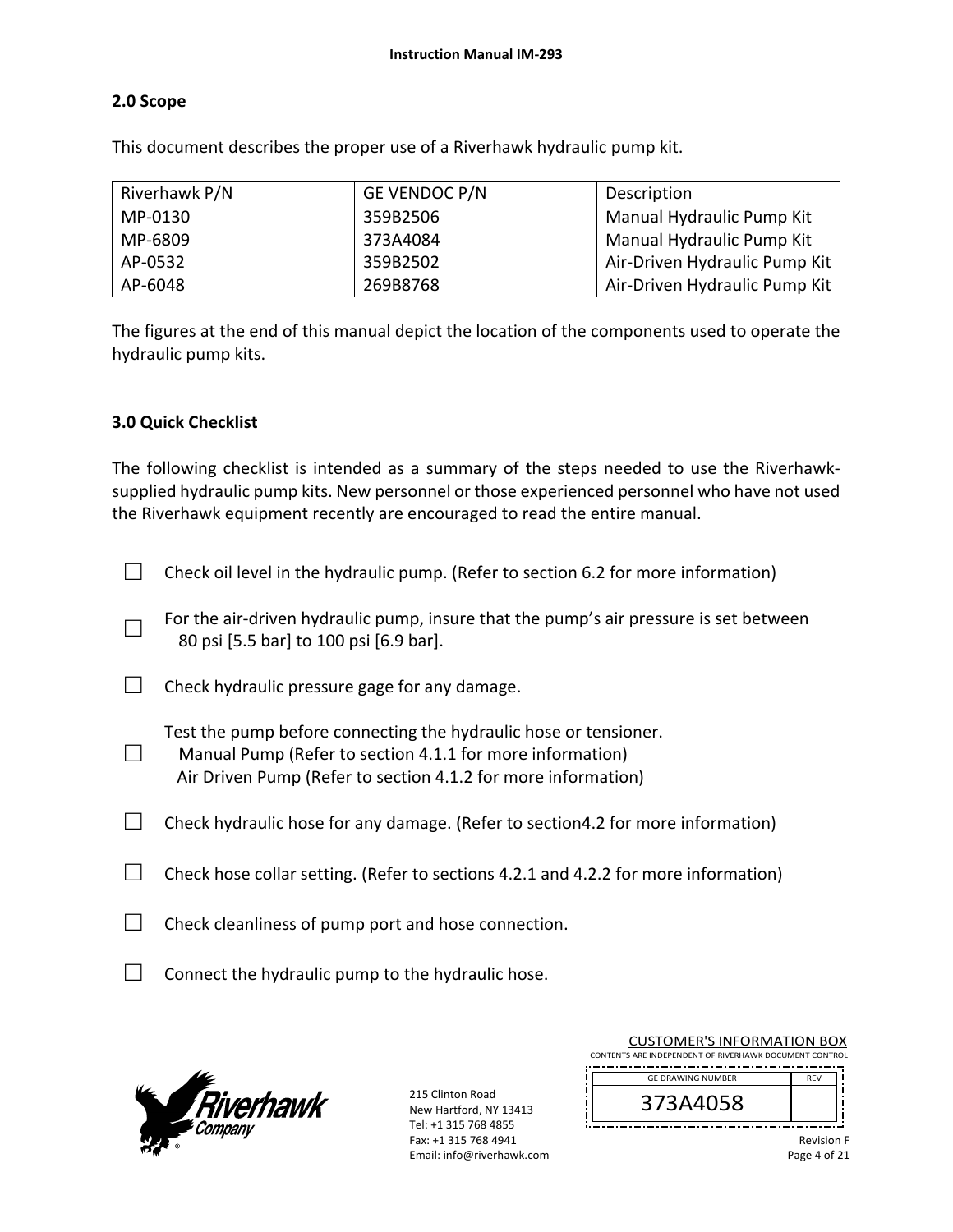## 2.0 Scope

This document describes the proper use of a Riverhawk hydraulic pump kit.

| Riverhawk P/N | GE VENDOC P/N | Description |
|---|---|---|
| MP-0130 | 359B2506 | Manual Hydraulic Pump Kit |
| MP-6809 | 373A4084 | Manual Hydraulic Pump Kit |
| AP-0532 | 359B2502 | Air-Driven Hydraulic Pump Kit |
| AP-6048 | 269B8768 | Air-Driven Hydraulic Pump Kit |

The figures at the end of this manual depict the location of the components used to operate the hydraulic pump kits.

## 3.0 Quick Checklist

The following checklist is intended as a summary of the steps needed to use the Riverhawk-supplied hydraulic pump kits. New personnel or those experienced personnel who have not used the Riverhawk equipment recently are encouraged to read the entire manual.

☐ Check oil level in the hydraulic pump. (Refer to section 6.2 for more information)

☐ For the air-driven hydraulic pump, insure that the pump's air pressure is set between 80 psi [5.5 bar] to 100 psi [6.9 bar].

☐ Check hydraulic pressure gage for any damage.

☐ Test the pump before connecting the hydraulic hose or tensioner.
  Manual Pump (Refer to section 4.1.1 for more information)
  Air Driven Pump (Refer to section 4.1.2 for more information)

☐ Check hydraulic hose for any damage. (Refer to section4.2 for more information)

☐ Check hose collar setting. (Refer to sections 4.2.1 and 4.2.2 for more information)

☐ Check cleanliness of pump port and hose connection.

☐ Connect the hydraulic pump to the hydraulic hose.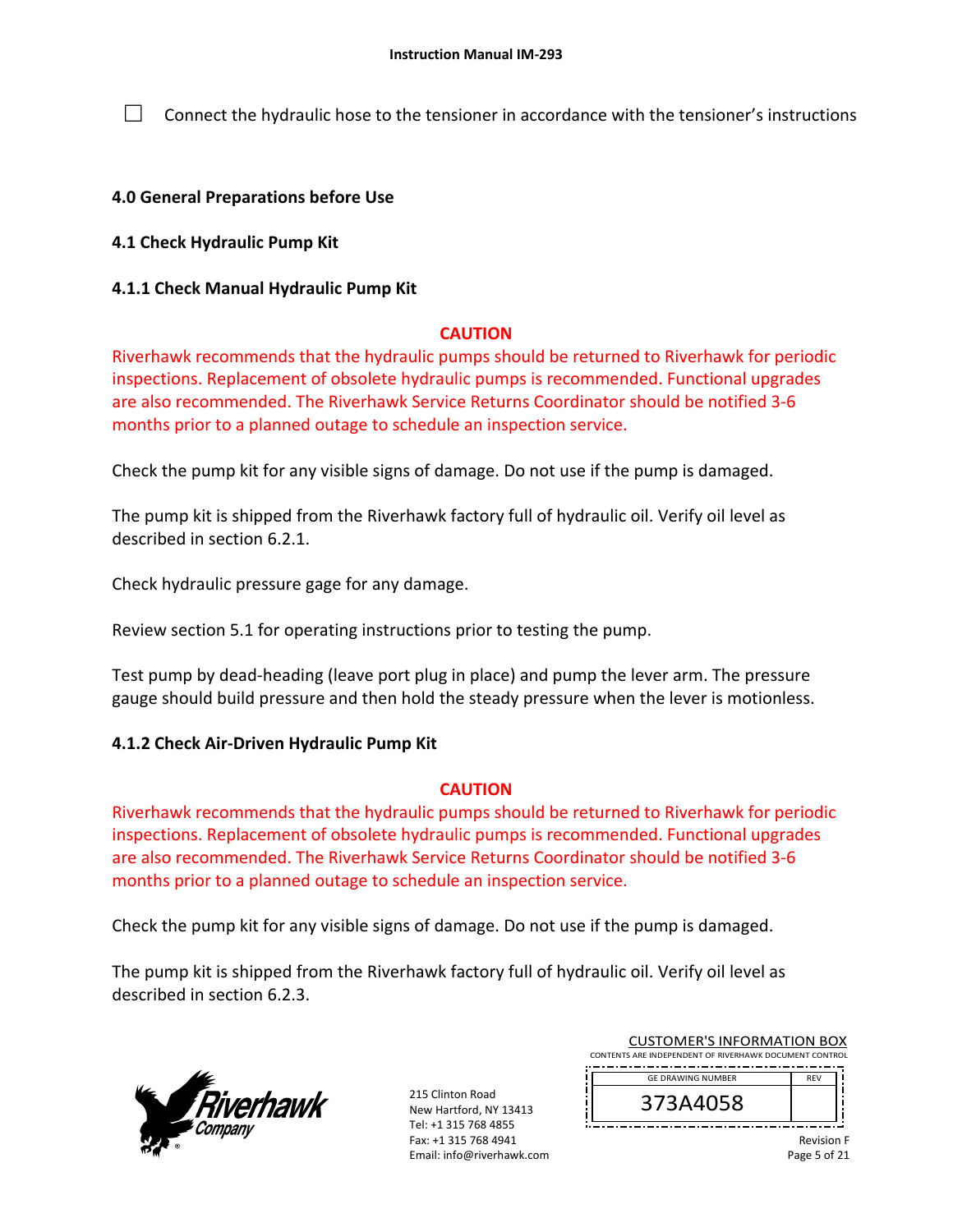☐ Connect the hydraulic hose to the tensioner in accordance with the tensioner's instructions

## 4.0 General Preparations before Use

### 4.1 Check Hydraulic Pump Kit

#### 4.1.1 Check Manual Hydraulic Pump Kit

**CAUTION**

Riverhawk recommends that the hydraulic pumps should be returned to Riverhawk for periodic inspections. Replacement of obsolete hydraulic pumps is recommended. Functional upgrades are also recommended. The Riverhawk Service Returns Coordinator should be notified 3-6 months prior to a planned outage to schedule an inspection service.

Check the pump kit for any visible signs of damage. Do not use if the pump is damaged.

The pump kit is shipped from the Riverhawk factory full of hydraulic oil. Verify oil level as described in section 6.2.1.

Check hydraulic pressure gage for any damage.

Review section 5.1 for operating instructions prior to testing the pump.

Test pump by dead-heading (leave port plug in place) and pump the lever arm. The pressure gauge should build pressure and then hold the steady pressure when the lever is motionless.

#### 4.1.2 Check Air-Driven Hydraulic Pump Kit

**CAUTION**

Riverhawk recommends that the hydraulic pumps should be returned to Riverhawk for periodic inspections. Replacement of obsolete hydraulic pumps is recommended. Functional upgrades are also recommended. The Riverhawk Service Returns Coordinator should be notified 3-6 months prior to a planned outage to schedule an inspection service.

Check the pump kit for any visible signs of damage. Do not use if the pump is damaged.

The pump kit is shipped from the Riverhawk factory full of hydraulic oil. Verify oil level as described in section 6.2.3.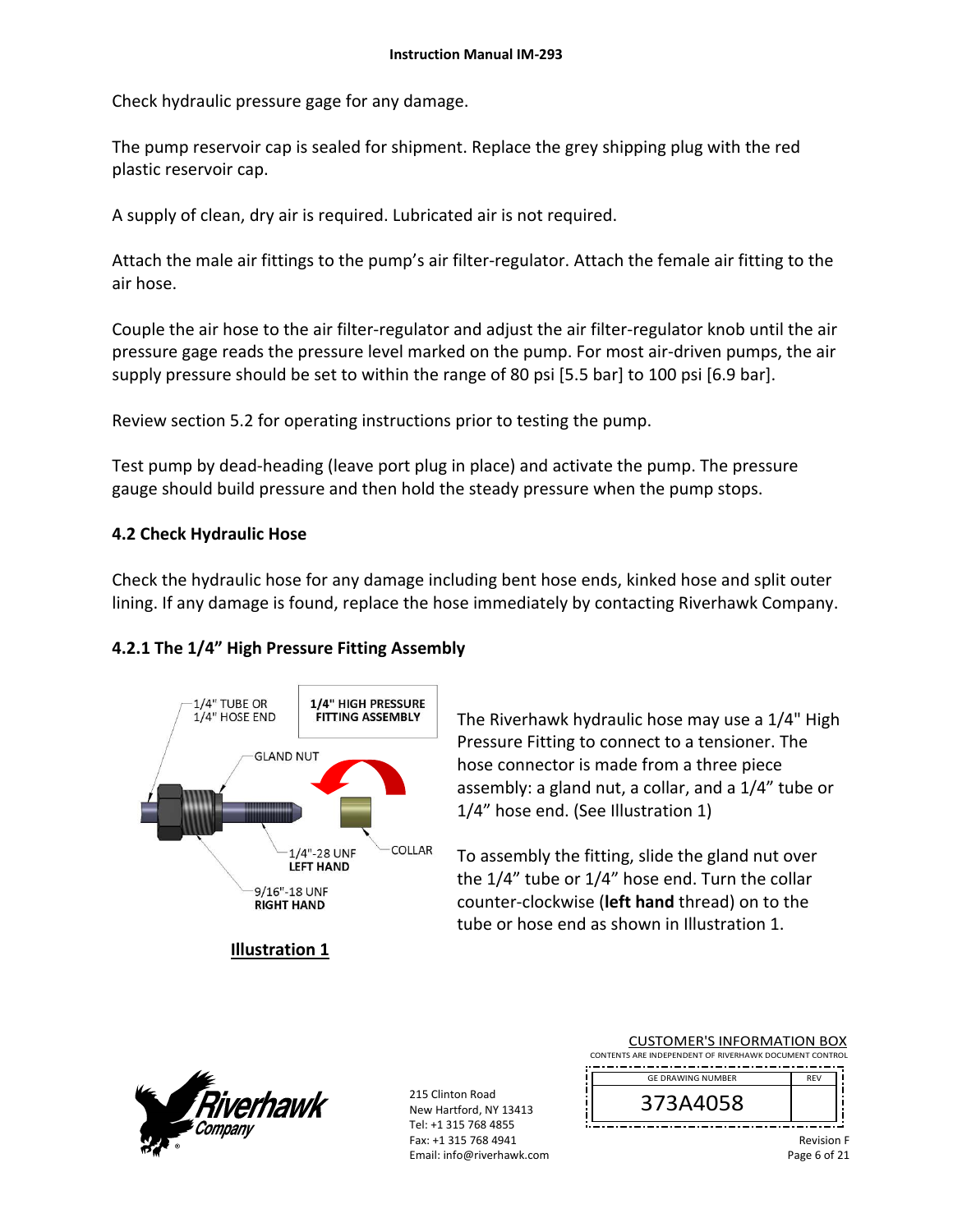Check hydraulic pressure gage for any damage.

The pump reservoir cap is sealed for shipment. Replace the grey shipping plug with the red plastic reservoir cap.

A supply of clean, dry air is required. Lubricated air is not required.

Attach the male air fittings to the pump's air filter-regulator. Attach the female air fitting to the air hose.

Couple the air hose to the air filter-regulator and adjust the air filter-regulator knob until the air pressure gage reads the pressure level marked on the pump. For most air-driven pumps, the air supply pressure should be set to within the range of 80 psi [5.5 bar] to 100 psi [6.9 bar].

Review section 5.2 for operating instructions prior to testing the pump.

Test pump by dead-heading (leave port plug in place) and activate the pump. The pressure gauge should build pressure and then hold the steady pressure when the pump stops.

### 4.2 Check Hydraulic Hose

Check the hydraulic hose for any damage including bent hose ends, kinked hose and split outer lining. If any damage is found, replace the hose immediately by contacting Riverhawk Company.

### 4.2.1 The 1/4" High Pressure Fitting Assembly

1/4" HIGH PRESSURE FITTING ASSEMBLY

1/4" TUBE OR 1/4" HOSE END

GLAND NUT

1/4"-28 UNF **LEFT HAND**

COLLAR

9/16"-18 UNF **RIGHT HAND**

**Illustration 1**

The Riverhawk hydraulic hose may use a 1/4" High Pressure Fitting to connect to a tensioner. The hose connector is made from a three piece assembly: a gland nut, a collar, and a 1/4" tube or 1/4" hose end. (See Illustration 1)

To assembly the fitting, slide the gland nut over the 1/4" tube or 1/4" hose end. Turn the collar counter-clockwise (**left hand** thread) on to the tube or hose end as shown in Illustration 1.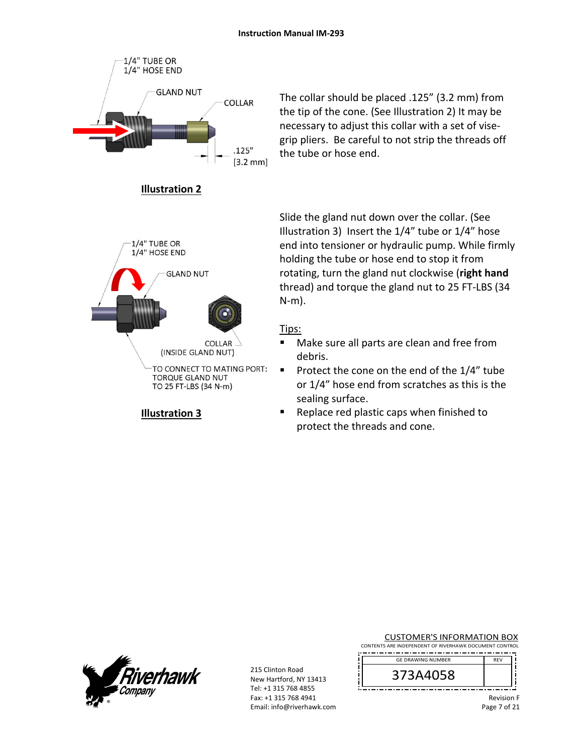1/4" TUBE OR
1/4" HOSE END

GLAND NUT

COLLAR

.125"
[3.2 mm]

**Illustration 2**

The collar should be placed .125” (3.2 mm) from the tip of the cone. (See Illustration 2) It may be necessary to adjust this collar with a set of vise-grip pliers. Be careful to not strip the threads off the tube or hose end.

1/4" TUBE OR
1/4" HOSE END

GLAND NUT

COLLAR
(INSIDE GLAND NUT)

TO CONNECT TO MATING PORT:
TORQUE GLAND NUT
TO 25 FT-LBS (34 N-m)

**Illustration 3**

Slide the gland nut down over the collar. (See Illustration 3) Insert the 1/4” tube or 1/4” hose end into tensioner or hydraulic pump. While firmly holding the tube or hose end to stop it from rotating, turn the gland nut clockwise (**right hand** thread) and torque the gland nut to 25 FT-LBS (34 N-m).

Tips:

- Make sure all parts are clean and free from debris.
- Protect the cone on the end of the 1/4” tube or 1/4” hose end from scratches as this is the sealing surface.
- Replace red plastic caps when finished to protect the threads and cone.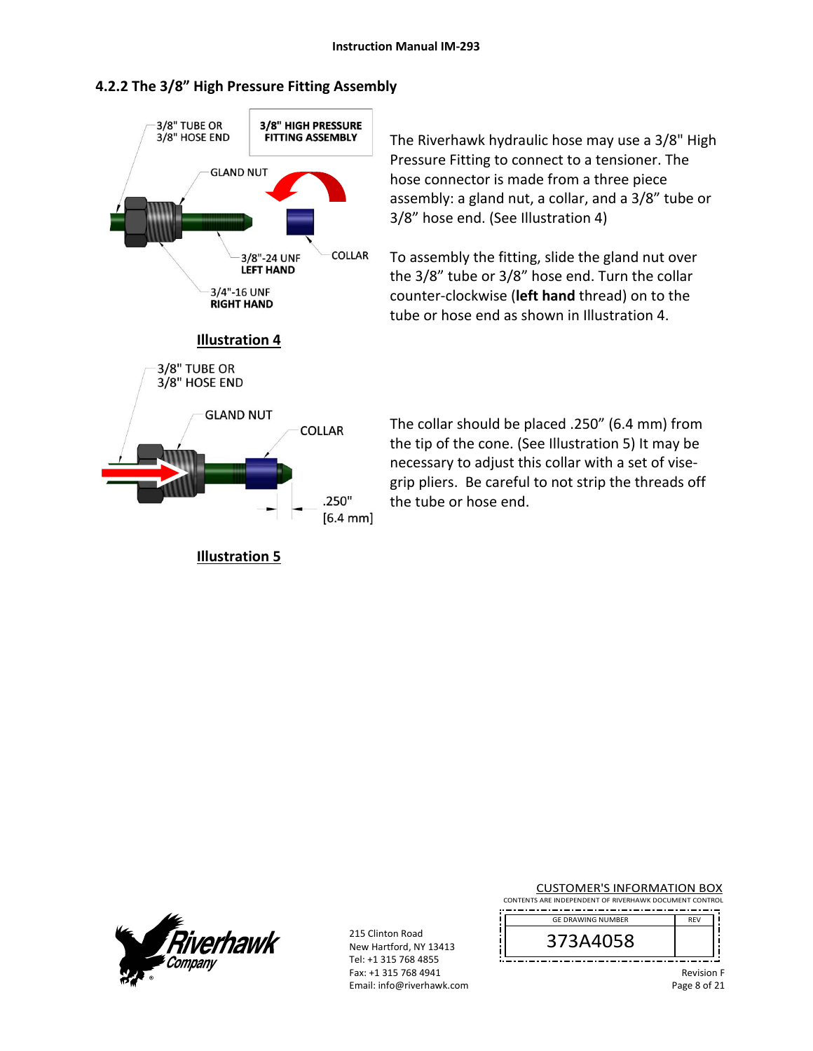## 4.2.2 The 3/8" High Pressure Fitting Assembly

The Riverhawk hydraulic hose may use a 3/8" High Pressure Fitting to connect to a tensioner. The hose connector is made from a three piece assembly: a gland nut, a collar, and a 3/8" tube or 3/8" hose end. (See Illustration 4)

To assembly the fitting, slide the gland nut over the 3/8" tube or 3/8" hose end. Turn the collar counter-clockwise (**left hand** thread) on to the tube or hose end as shown in Illustration 4.

**Illustration 4**

The collar should be placed .250" (6.4 mm) from the tip of the cone. (See Illustration 5) It may be necessary to adjust this collar with a set of vise-grip pliers. Be careful to not strip the threads off the tube or hose end.

**Illustration 5**

215 Clinton Road
New Hartford, NY 13413
Tel: +1 315 768 4855
Fax: +1 315 768 4941
Email: info@riverhawk.com

CUSTOMER'S INFORMATION BOX
CONTENTS ARE INDEPENDENT OF RIVERHAWK DOCUMENT CONTROL

| GE DRAWING NUMBER | REV |
| --- | --- |
| 373A4058 | |

Revision F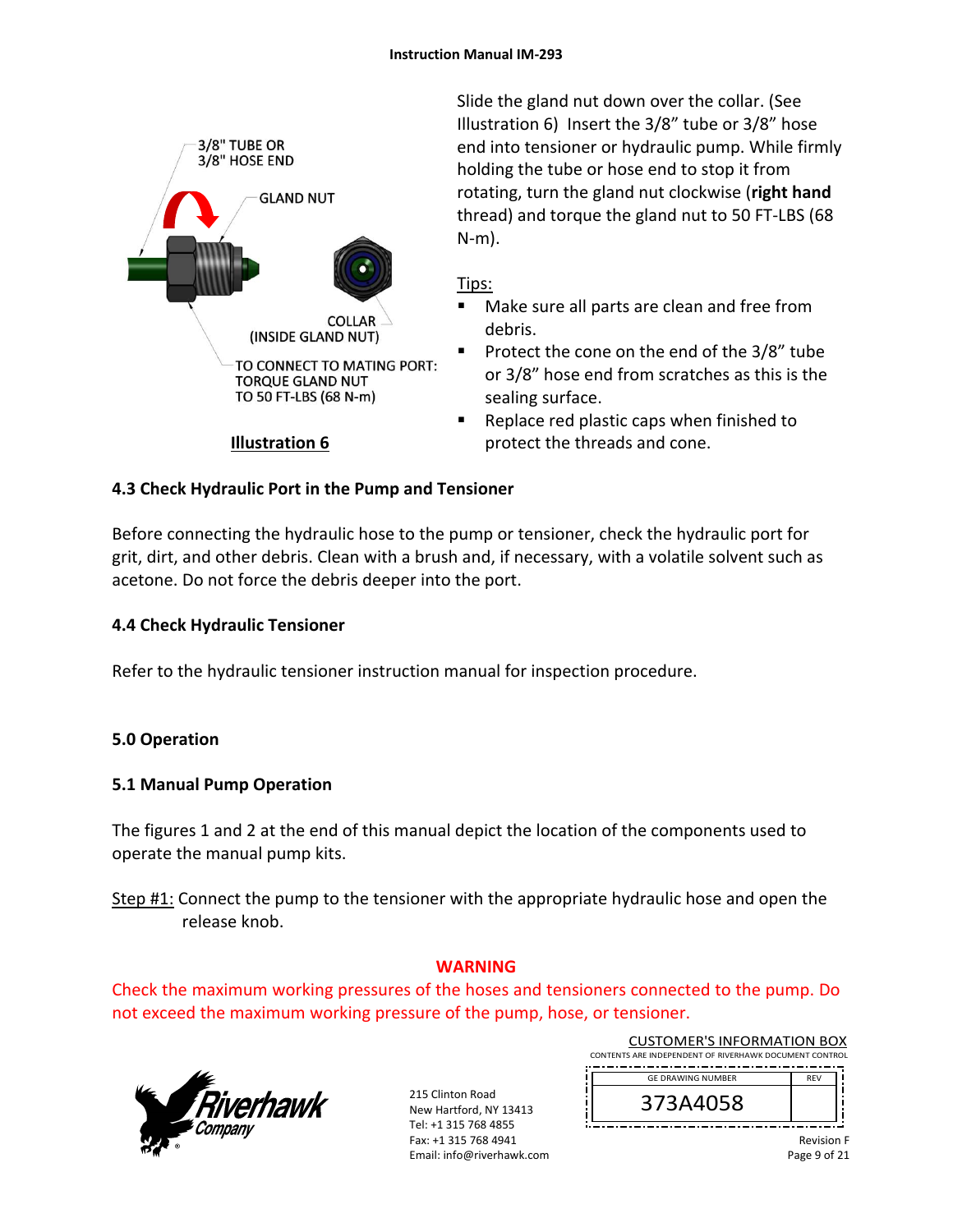3/8" TUBE OR
3/8" HOSE END

GLAND NUT

COLLAR
(INSIDE GLAND NUT)

TO CONNECT TO MATING PORT:
TORQUE GLAND NUT
TO 50 FT-LBS (68 N-m)

**Illustration 6**

Slide the gland nut down over the collar. (See Illustration 6) Insert the 3/8" tube or 3/8" hose end into tensioner or hydraulic pump. While firmly holding the tube or hose end to stop it from rotating, turn the gland nut clockwise (**right hand** thread) and torque the gland nut to 50 FT-LBS (68 N-m).

Tips:

- Make sure all parts are clean and free from debris.
- Protect the cone on the end of the 3/8" tube or 3/8" hose end from scratches as this is the sealing surface.
- Replace red plastic caps when finished to protect the threads and cone.

### 4.3 Check Hydraulic Port in the Pump and Tensioner

Before connecting the hydraulic hose to the pump or tensioner, check the hydraulic port for grit, dirt, and other debris. Clean with a brush and, if necessary, with a volatile solvent such as acetone. Do not force the debris deeper into the port.

### 4.4 Check Hydraulic Tensioner

Refer to the hydraulic tensioner instruction manual for inspection procedure.

## 5.0 Operation

### 5.1 Manual Pump Operation

The figures 1 and 2 at the end of this manual depict the location of the components used to operate the manual pump kits.

Step #1: Connect the pump to the tensioner with the appropriate hydraulic hose and open the release knob.

**WARNING**

Check the maximum working pressures of the hoses and tensioners connected to the pump. Do not exceed the maximum working pressure of the pump, hose, or tensioner.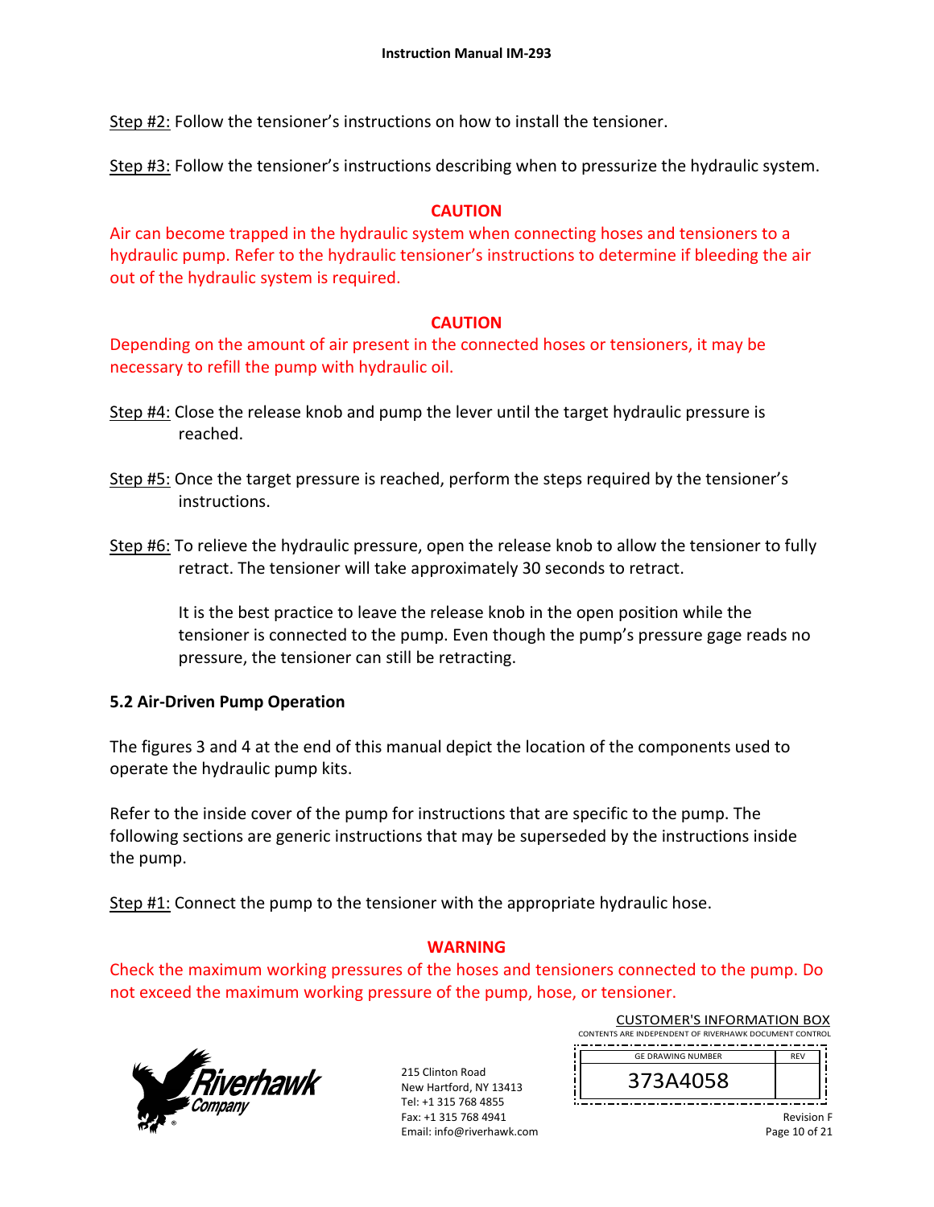Step #2: Follow the tensioner's instructions on how to install the tensioner.

Step #3: Follow the tensioner's instructions describing when to pressurize the hydraulic system.

**CAUTION**

Air can become trapped in the hydraulic system when connecting hoses and tensioners to a hydraulic pump. Refer to the hydraulic tensioner's instructions to determine if bleeding the air out of the hydraulic system is required.

**CAUTION**

Depending on the amount of air present in the connected hoses or tensioners, it may be necessary to refill the pump with hydraulic oil.

Step #4: Close the release knob and pump the lever until the target hydraulic pressure is reached.

Step #5: Once the target pressure is reached, perform the steps required by the tensioner's instructions.

Step #6: To relieve the hydraulic pressure, open the release knob to allow the tensioner to fully retract. The tensioner will take approximately 30 seconds to retract.

It is the best practice to leave the release knob in the open position while the tensioner is connected to the pump. Even though the pump's pressure gage reads no pressure, the tensioner can still be retracting.

### 5.2 Air-Driven Pump Operation

The figures 3 and 4 at the end of this manual depict the location of the components used to operate the hydraulic pump kits.

Refer to the inside cover of the pump for instructions that are specific to the pump. The following sections are generic instructions that may be superseded by the instructions inside the pump.

Step #1: Connect the pump to the tensioner with the appropriate hydraulic hose.

**WARNING**

Check the maximum working pressures of the hoses and tensioners connected to the pump. Do not exceed the maximum working pressure of the pump, hose, or tensioner.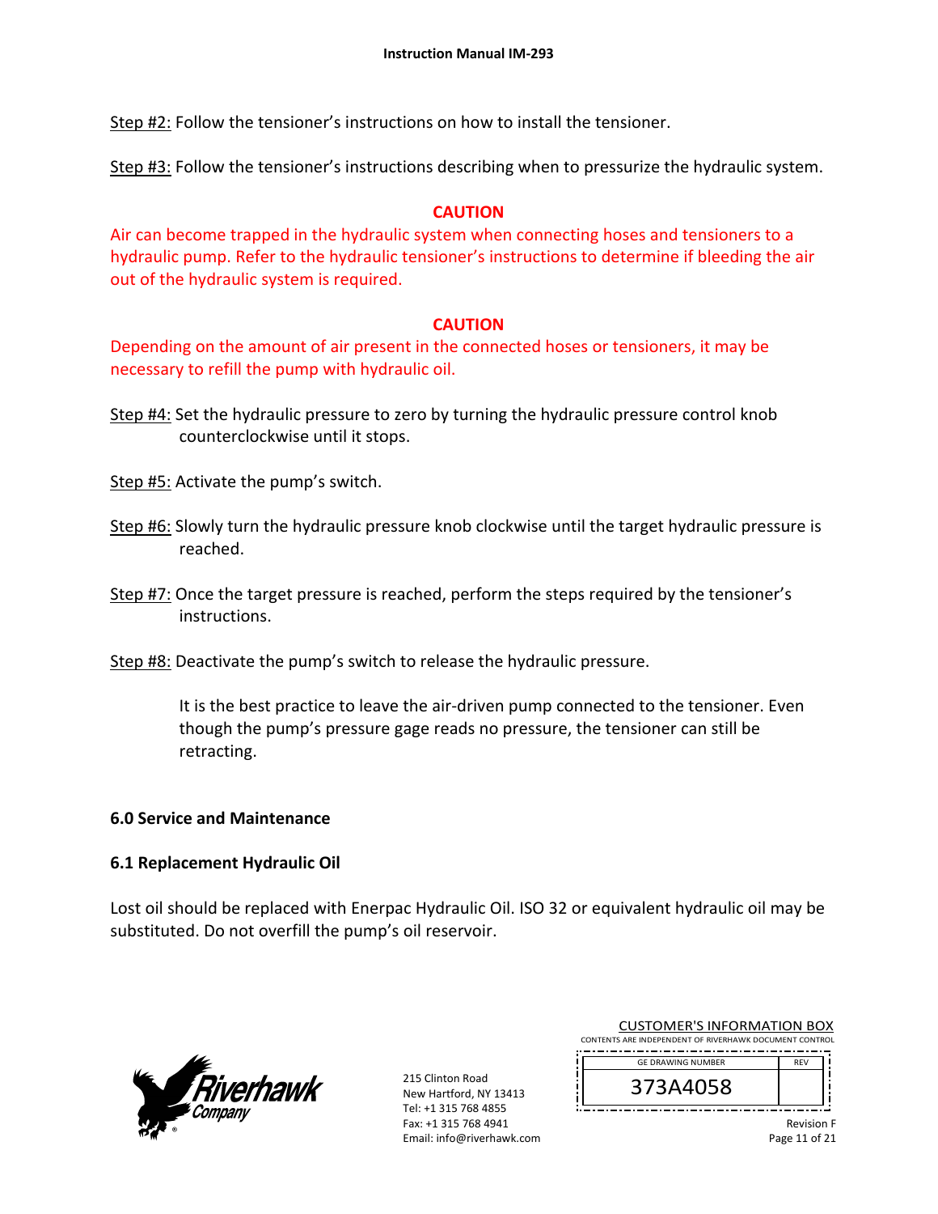Step #2: Follow the tensioner's instructions on how to install the tensioner.

Step #3: Follow the tensioner's instructions describing when to pressurize the hydraulic system.

**CAUTION**

Air can become trapped in the hydraulic system when connecting hoses and tensioners to a hydraulic pump. Refer to the hydraulic tensioner's instructions to determine if bleeding the air out of the hydraulic system is required.

**CAUTION**

Depending on the amount of air present in the connected hoses or tensioners, it may be necessary to refill the pump with hydraulic oil.

Step #4: Set the hydraulic pressure to zero by turning the hydraulic pressure control knob counterclockwise until it stops.

Step #5: Activate the pump's switch.

Step #6: Slowly turn the hydraulic pressure knob clockwise until the target hydraulic pressure is reached.

Step #7: Once the target pressure is reached, perform the steps required by the tensioner's instructions.

Step #8: Deactivate the pump's switch to release the hydraulic pressure.

It is the best practice to leave the air-driven pump connected to the tensioner. Even though the pump's pressure gage reads no pressure, the tensioner can still be retracting.

## 6.0 Service and Maintenance

### 6.1 Replacement Hydraulic Oil

Lost oil should be replaced with Enerpac Hydraulic Oil. ISO 32 or equivalent hydraulic oil may be substituted. Do not overfill the pump's oil reservoir.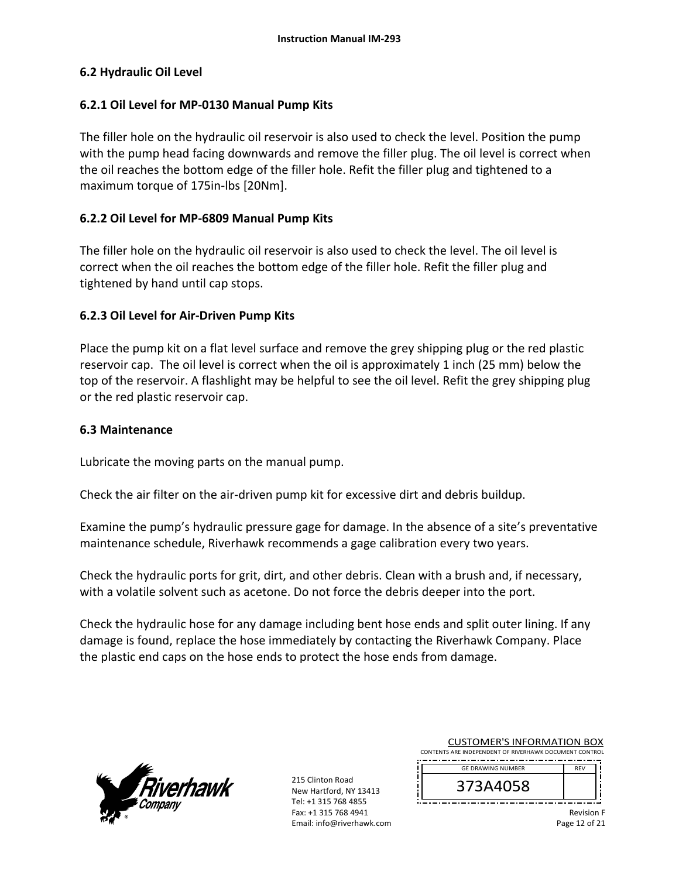## 6.2 Hydraulic Oil Level

### 6.2.1 Oil Level for MP-0130 Manual Pump Kits

The filler hole on the hydraulic oil reservoir is also used to check the level. Position the pump with the pump head facing downwards and remove the filler plug. The oil level is correct when the oil reaches the bottom edge of the filler hole. Refit the filler plug and tightened to a maximum torque of 175in-lbs [20Nm].

### 6.2.2 Oil Level for MP-6809 Manual Pump Kits

The filler hole on the hydraulic oil reservoir is also used to check the level. The oil level is correct when the oil reaches the bottom edge of the filler hole. Refit the filler plug and tightened by hand until cap stops.

### 6.2.3 Oil Level for Air-Driven Pump Kits

Place the pump kit on a flat level surface and remove the grey shipping plug or the red plastic reservoir cap. The oil level is correct when the oil is approximately 1 inch (25 mm) below the top of the reservoir. A flashlight may be helpful to see the oil level. Refit the grey shipping plug or the red plastic reservoir cap.

## 6.3 Maintenance

Lubricate the moving parts on the manual pump.

Check the air filter on the air-driven pump kit for excessive dirt and debris buildup.

Examine the pump's hydraulic pressure gage for damage. In the absence of a site's preventative maintenance schedule, Riverhawk recommends a gage calibration every two years.

Check the hydraulic ports for grit, dirt, and other debris. Clean with a brush and, if necessary, with a volatile solvent such as acetone. Do not force the debris deeper into the port.

Check the hydraulic hose for any damage including bent hose ends and split outer lining. If any damage is found, replace the hose immediately by contacting the Riverhawk Company. Place the plastic end caps on the hose ends to protect the hose ends from damage.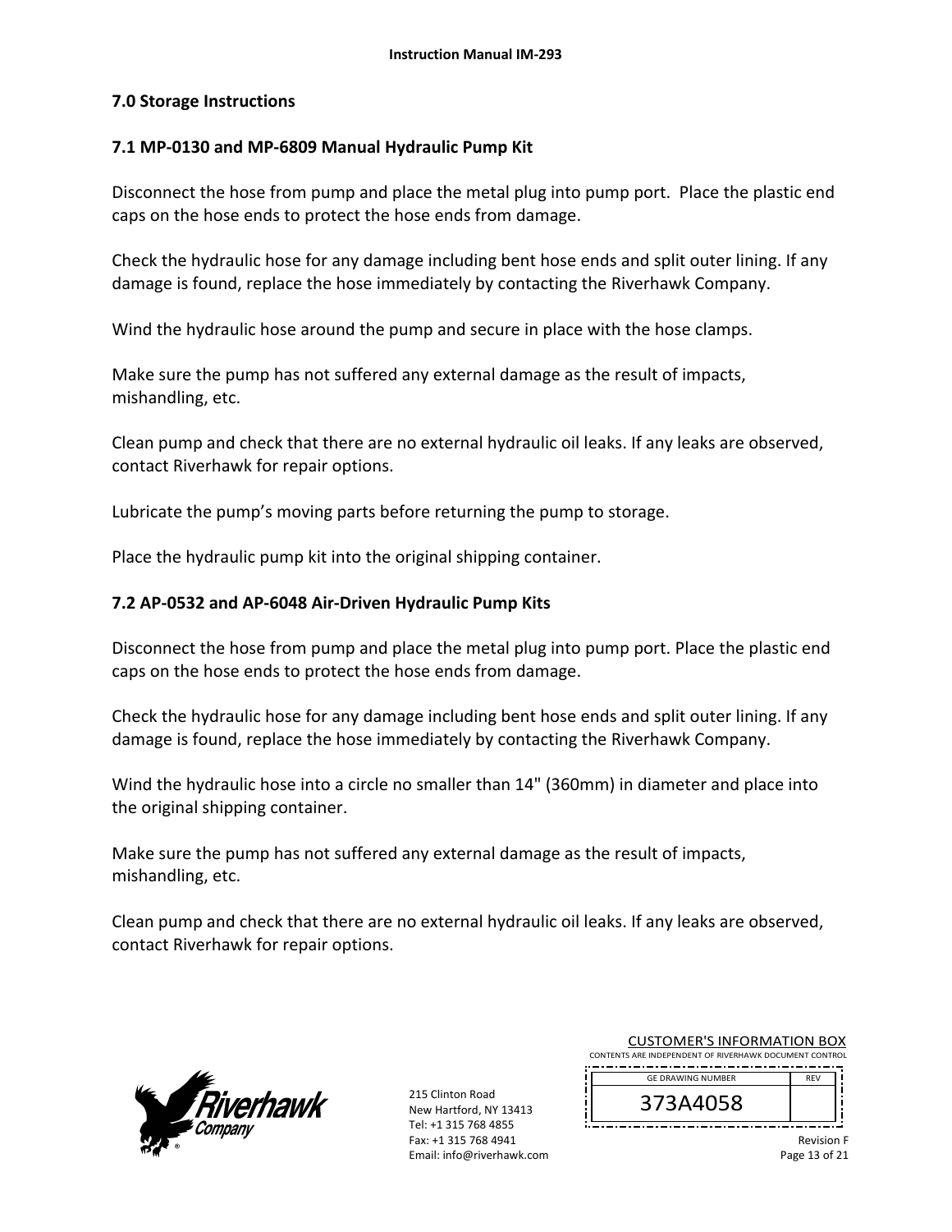## 7.0 Storage Instructions

### 7.1 MP-0130 and MP-6809 Manual Hydraulic Pump Kit

Disconnect the hose from pump and place the metal plug into pump port. Place the plastic end caps on the hose ends to protect the hose ends from damage.

Check the hydraulic hose for any damage including bent hose ends and split outer lining. If any damage is found, replace the hose immediately by contacting the Riverhawk Company.

Wind the hydraulic hose around the pump and secure in place with the hose clamps.

Make sure the pump has not suffered any external damage as the result of impacts, mishandling, etc.

Clean pump and check that there are no external hydraulic oil leaks. If any leaks are observed, contact Riverhawk for repair options.

Lubricate the pump's moving parts before returning the pump to storage.

Place the hydraulic pump kit into the original shipping container.

### 7.2 AP-0532 and AP-6048 Air-Driven Hydraulic Pump Kits

Disconnect the hose from pump and place the metal plug into pump port. Place the plastic end caps on the hose ends to protect the hose ends from damage.

Check the hydraulic hose for any damage including bent hose ends and split outer lining. If any damage is found, replace the hose immediately by contacting the Riverhawk Company.

Wind the hydraulic hose into a circle no smaller than 14" (360mm) in diameter and place into the original shipping container.

Make sure the pump has not suffered any external damage as the result of impacts, mishandling, etc.

Clean pump and check that there are no external hydraulic oil leaks. If any leaks are observed, contact Riverhawk for repair options.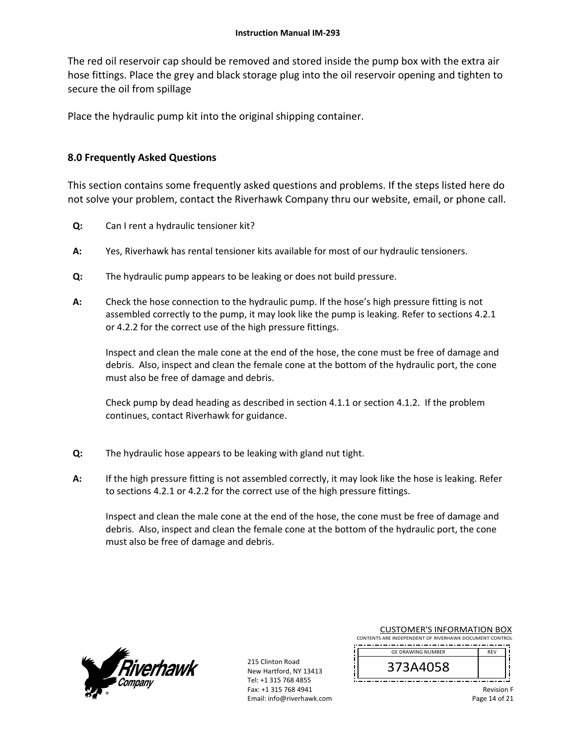The red oil reservoir cap should be removed and stored inside the pump box with the extra air hose fittings. Place the grey and black storage plug into the oil reservoir opening and tighten to secure the oil from spillage

Place the hydraulic pump kit into the original shipping container.

## 8.0 Frequently Asked Questions

This section contains some frequently asked questions and problems. If the steps listed here do not solve your problem, contact the Riverhawk Company thru our website, email, or phone call.

**Q:** Can I rent a hydraulic tensioner kit?

**A:** Yes, Riverhawk has rental tensioner kits available for most of our hydraulic tensioners.

**Q:** The hydraulic pump appears to be leaking or does not build pressure.

**A:** Check the hose connection to the hydraulic pump. If the hose's high pressure fitting is not assembled correctly to the pump, it may look like the pump is leaking. Refer to sections 4.2.1 or 4.2.2 for the correct use of the high pressure fittings.

Inspect and clean the male cone at the end of the hose, the cone must be free of damage and debris. Also, inspect and clean the female cone at the bottom of the hydraulic port, the cone must also be free of damage and debris.

Check pump by dead heading as described in section 4.1.1 or section 4.1.2. If the problem continues, contact Riverhawk for guidance.

**Q:** The hydraulic hose appears to be leaking with gland nut tight.

**A:** If the high pressure fitting is not assembled correctly, it may look like the hose is leaking. Refer to sections 4.2.1 or 4.2.2 for the correct use of the high pressure fittings.

Inspect and clean the male cone at the end of the hose, the cone must be free of damage and debris. Also, inspect and clean the female cone at the bottom of the hydraulic port, the cone must also be free of damage and debris.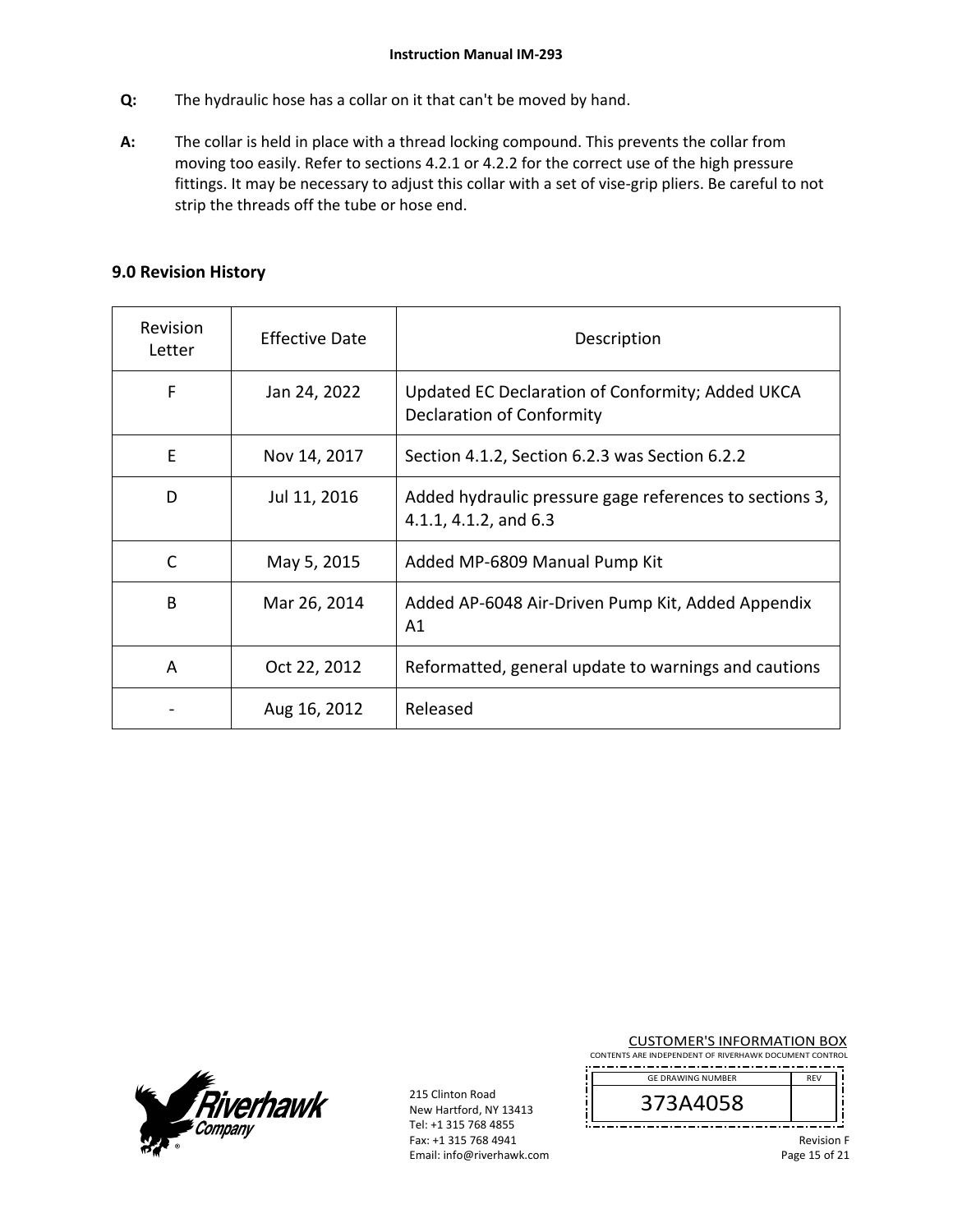**Q:** The hydraulic hose has a collar on it that can't be moved by hand.

**A:** The collar is held in place with a thread locking compound. This prevents the collar from moving too easily. Refer to sections 4.2.1 or 4.2.2 for the correct use of the high pressure fittings. It may be necessary to adjust this collar with a set of vise-grip pliers. Be careful to not strip the threads off the tube or hose end.

## 9.0 Revision History

| Revision Letter | Effective Date | Description |
|---|---|---|
| F | Jan 24, 2022 | Updated EC Declaration of Conformity; Added UKCA Declaration of Conformity |
| E | Nov 14, 2017 | Section 4.1.2, Section 6.2.3 was Section 6.2.2 |
| D | Jul 11, 2016 | Added hydraulic pressure gage references to sections 3, 4.1.1, 4.1.2, and 6.3 |
| C | May 5, 2015 | Added MP-6809 Manual Pump Kit |
| B | Mar 26, 2014 | Added AP-6048 Air-Driven Pump Kit, Added Appendix A1 |
| A | Oct 22, 2012 | Reformatted, general update to warnings and cautions |
| - | Aug 16, 2012 | Released |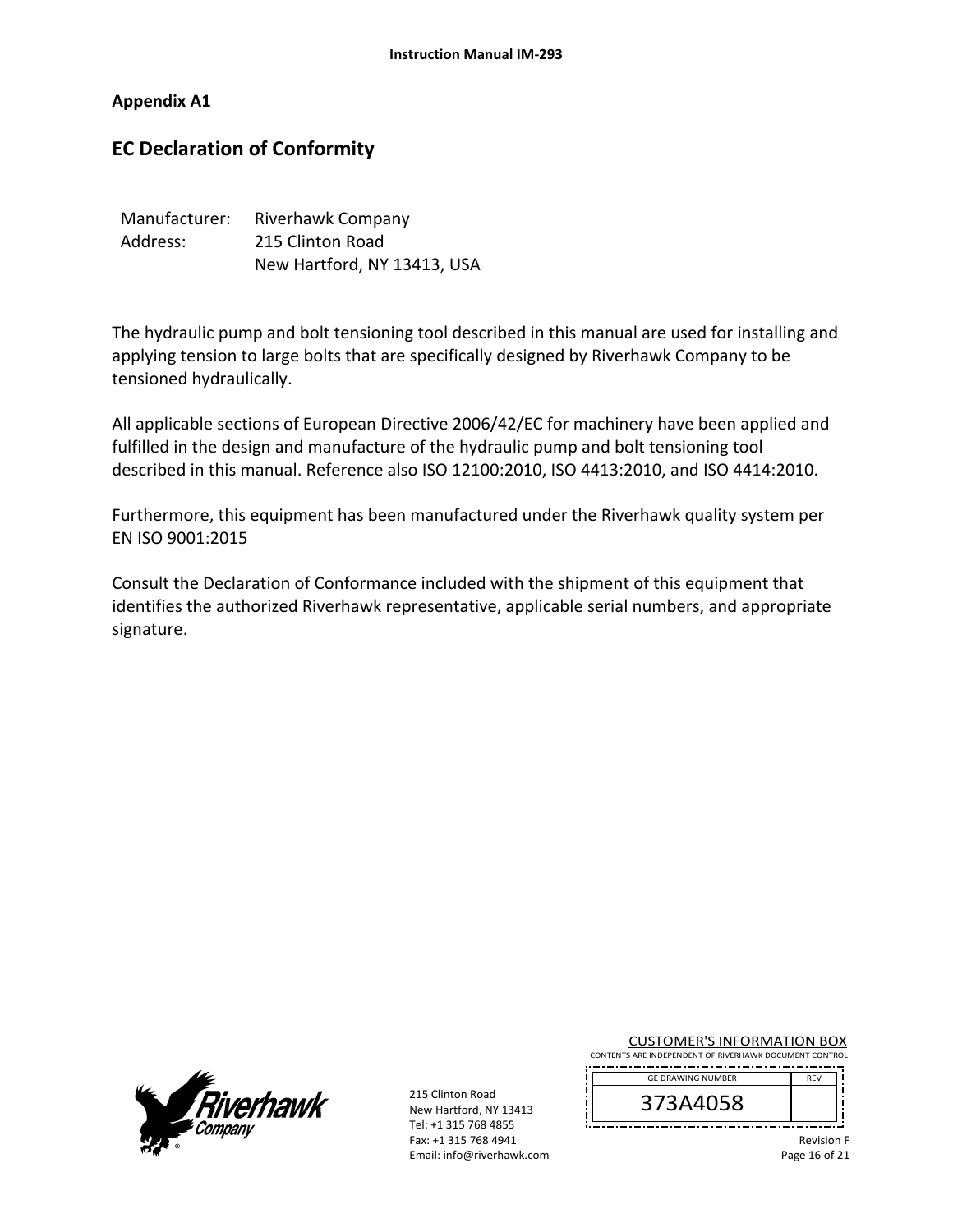## Appendix A1

# EC Declaration of Conformity

Manufacturer: Riverhawk Company
Address: 215 Clinton Road
New Hartford, NY 13413, USA

The hydraulic pump and bolt tensioning tool described in this manual are used for installing and applying tension to large bolts that are specifically designed by Riverhawk Company to be tensioned hydraulically.

All applicable sections of European Directive 2006/42/EC for machinery have been applied and fulfilled in the design and manufacture of the hydraulic pump and bolt tensioning tool described in this manual. Reference also ISO 12100:2010, ISO 4413:2010, and ISO 4414:2010.

Furthermore, this equipment has been manufactured under the Riverhawk quality system per EN ISO 9001:2015

Consult the Declaration of Conformance included with the shipment of this equipment that identifies the authorized Riverhawk representative, applicable serial numbers, and appropriate signature.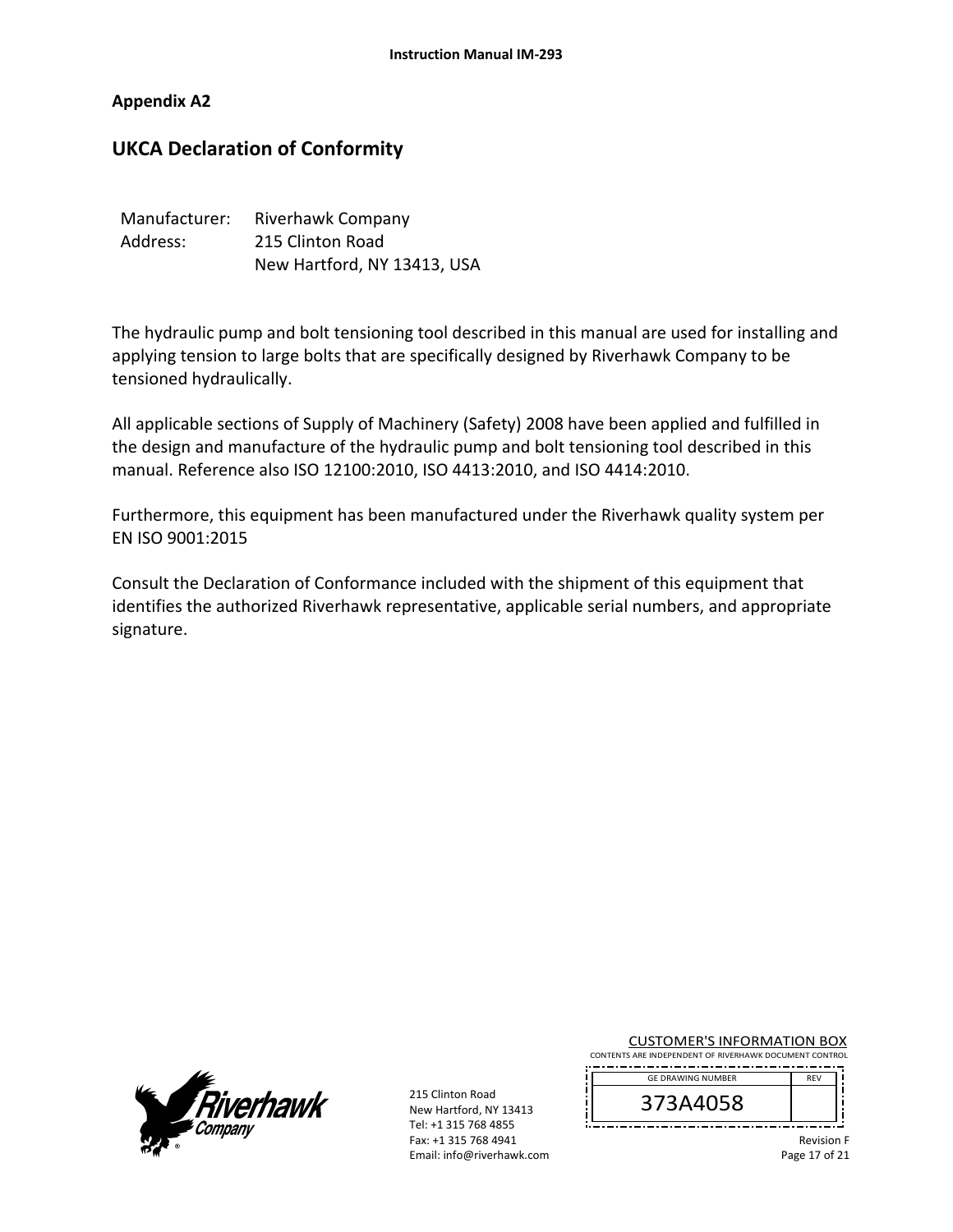## Appendix A2

# UKCA Declaration of Conformity

| | |
|---|---|
| Manufacturer: | Riverhawk Company |
| Address: | 215 Clinton Road |
| | New Hartford, NY 13413, USA |

The hydraulic pump and bolt tensioning tool described in this manual are used for installing and applying tension to large bolts that are specifically designed by Riverhawk Company to be tensioned hydraulically.

All applicable sections of Supply of Machinery (Safety) 2008 have been applied and fulfilled in the design and manufacture of the hydraulic pump and bolt tensioning tool described in this manual. Reference also ISO 12100:2010, ISO 4413:2010, and ISO 4414:2010.

Furthermore, this equipment has been manufactured under the Riverhawk quality system per EN ISO 9001:2015

Consult the Declaration of Conformance included with the shipment of this equipment that identifies the authorized Riverhawk representative, applicable serial numbers, and appropriate signature.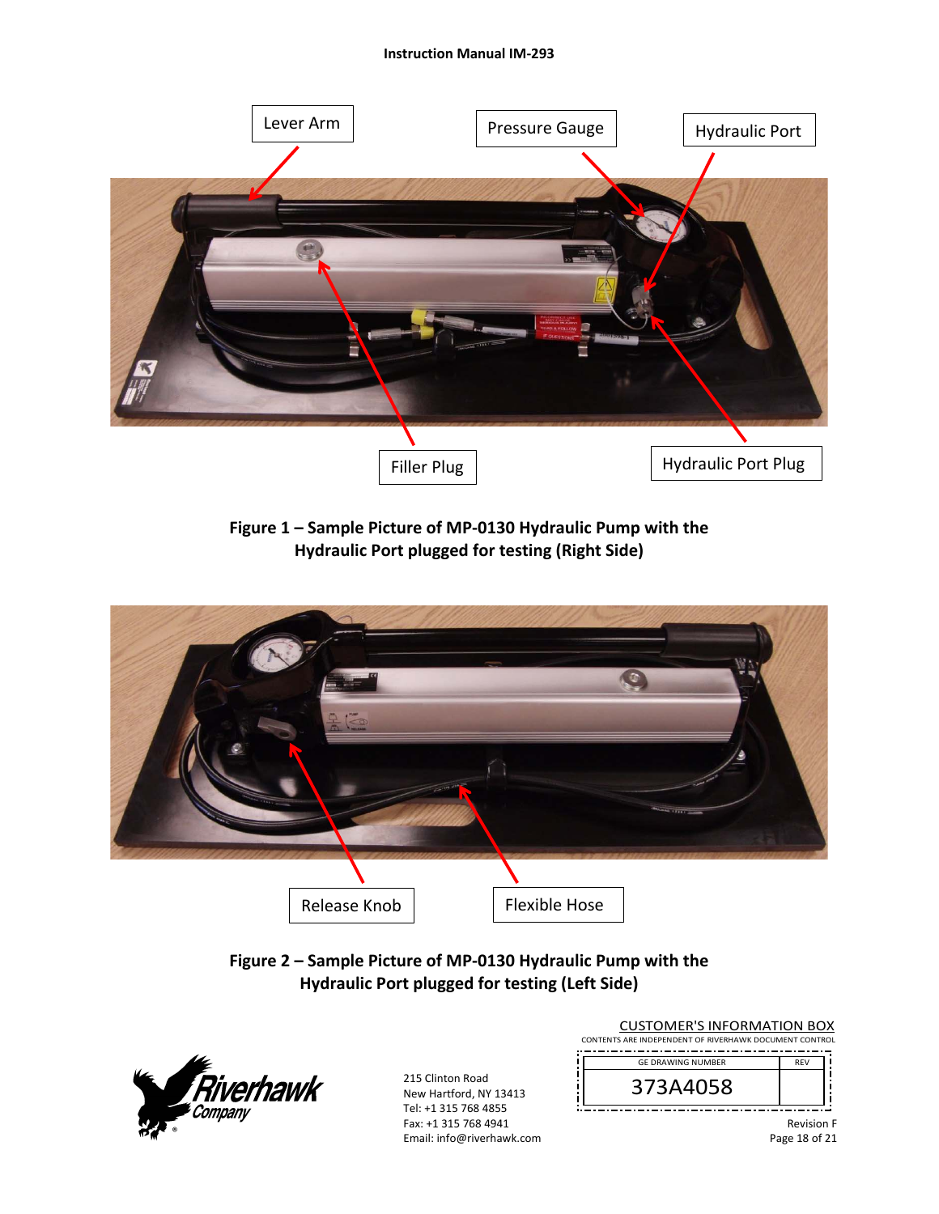Lever Arm

Pressure Gauge

Hydraulic Port

Filler Plug

Hydraulic Port Plug

**Figure 1 – Sample Picture of MP-0130 Hydraulic Pump with the Hydraulic Port plugged for testing (Right Side)**

Release Knob

Flexible Hose

**Figure 2 – Sample Picture of MP-0130 Hydraulic Pump with the Hydraulic Port plugged for testing (Left Side)**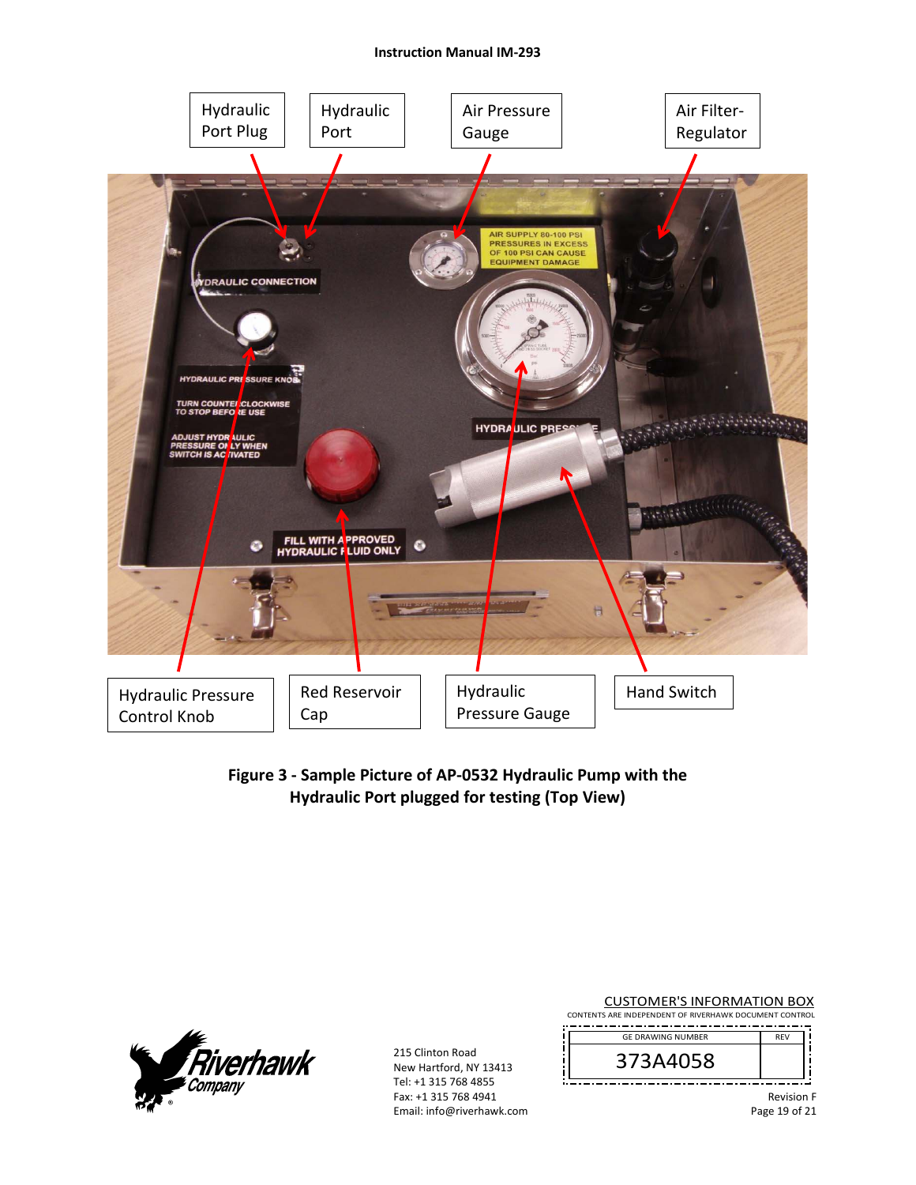Hydraulic Port Plug

Hydraulic Port

Air Pressure Gauge

Air Filter-Regulator

Hydraulic Pressure Control Knob

Red Reservoir Cap

Hydraulic Pressure Gauge

Hand Switch

**Figure 3 - Sample Picture of AP-0532 Hydraulic Pump with the Hydraulic Port plugged for testing (Top View)**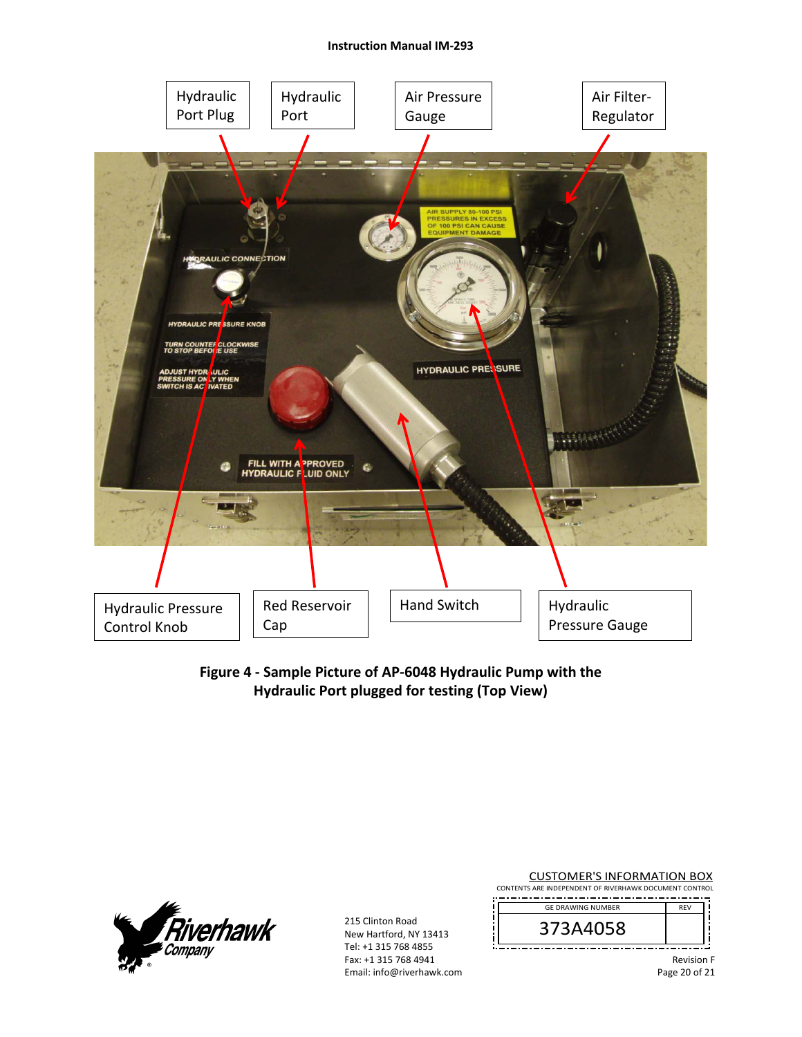Hydraulic Port Plug

Hydraulic Port

Air Pressure Gauge

Air Filter-Regulator

Hydraulic Pressure Control Knob

Red Reservoir Cap

Hand Switch

Hydraulic Pressure Gauge

**Figure 4 - Sample Picture of AP-6048 Hydraulic Pump with the Hydraulic Port plugged for testing (Top View)**

215 Clinton Road
New Hartford, NY 13413
Tel: +1 315 768 4855
Fax: +1 315 768 4941
Email: info@riverhawk.com

CUSTOMER'S INFORMATION BOX
CONTENTS ARE INDEPENDENT OF RIVERHAWK DOCUMENT CONTROL

| GE DRAWING NUMBER | REV |
|---|---|
| 373A4058 | |

Revision F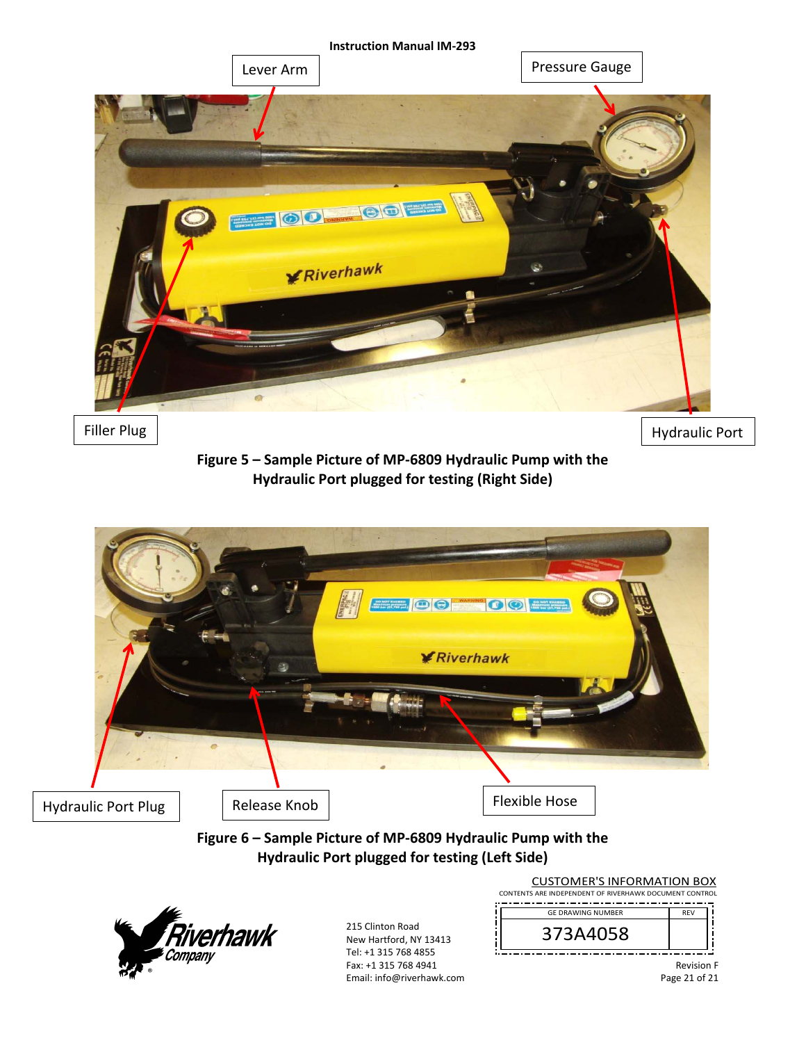Lever Arm

Pressure Gauge

Filler Plug

Hydraulic Port

**Figure 5 – Sample Picture of MP-6809 Hydraulic Pump with the Hydraulic Port plugged for testing (Right Side)**

Hydraulic Port Plug

Release Knob

Flexible Hose

**Figure 6 – Sample Picture of MP-6809 Hydraulic Pump with the Hydraulic Port plugged for testing (Left Side)**

215 Clinton Road
New Hartford, NY 13413
Tel: +1 315 768 4855
Fax: +1 315 768 4941
Email: info@riverhawk.com

CUSTOMER'S INFORMATION BOX
CONTENTS ARE INDEPENDENT OF RIVERHAWK DOCUMENT CONTROL

| GE DRAWING NUMBER | REV |
|---|---|
| 373A4058 | |

Revision F